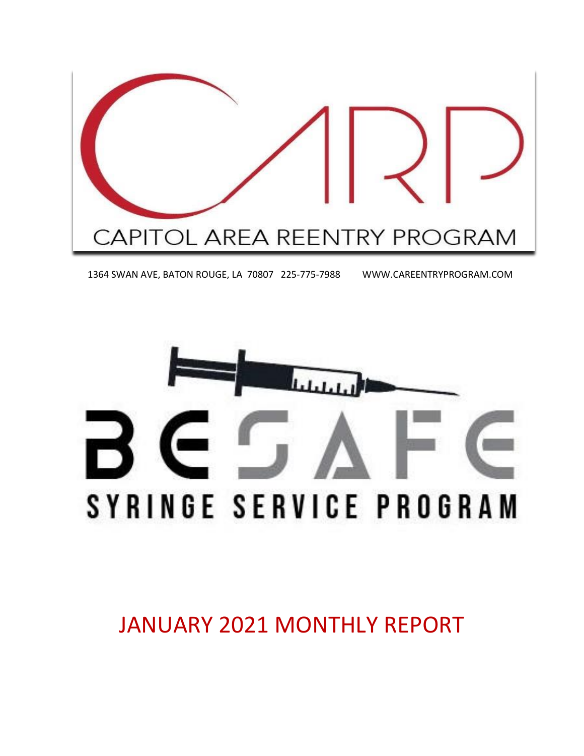# CARP

CAPITOL AREA REENTRY PROGRAM

1364 SWAN AVE, BATON ROUGE, LA 70807 225-775-7988 WWW.CAREENTRYPROGRAM.COM

# BE SAFE

SYRINGE SERVICE PROGRAM

# JANUARY 2021 MONTHLY REPORT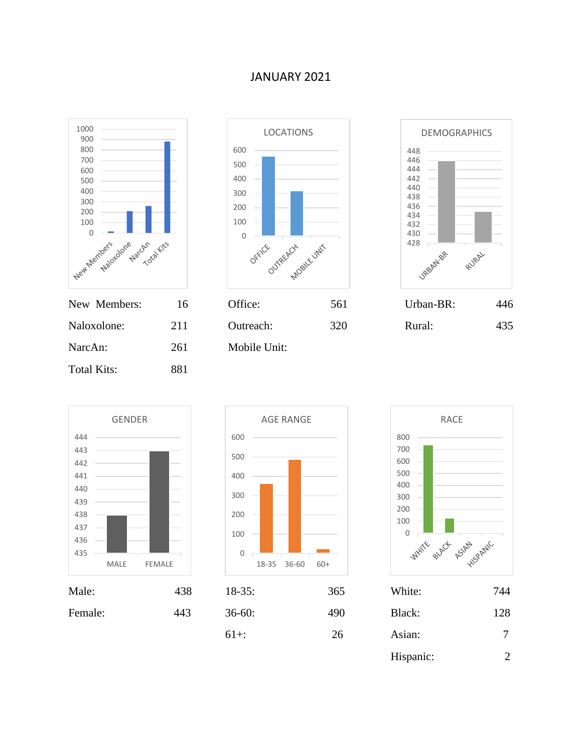# JANUARY 2021

| | |
|---|---|
| New Members: | 16 |
| Naloxolone: | 211 |
| NarcAn: | 261 |
| Total Kits: | 881 |

**LOCATIONS**

| | |
|---|---|
| Office: | 561 |
| Outreach: | 320 |
| Mobile Unit: | |

**DEMOGRAPHICS**

| | |
|---|---|
| Urban-BR: | 446 |
| Rural: | 435 |

**GENDER**

| | |
|---|---|
| Male: | 438 |
| Female: | 443 |

**AGE RANGE**

| | |
|---|---|
| 18-35: | 365 |
| 36-60: | 490 |
| 61+: | 26 |

**RACE**

| | |
|---|---|
| White: | 744 |
| Black: | 128 |
| Asian: | 7 |
| Hispanic: | 2 |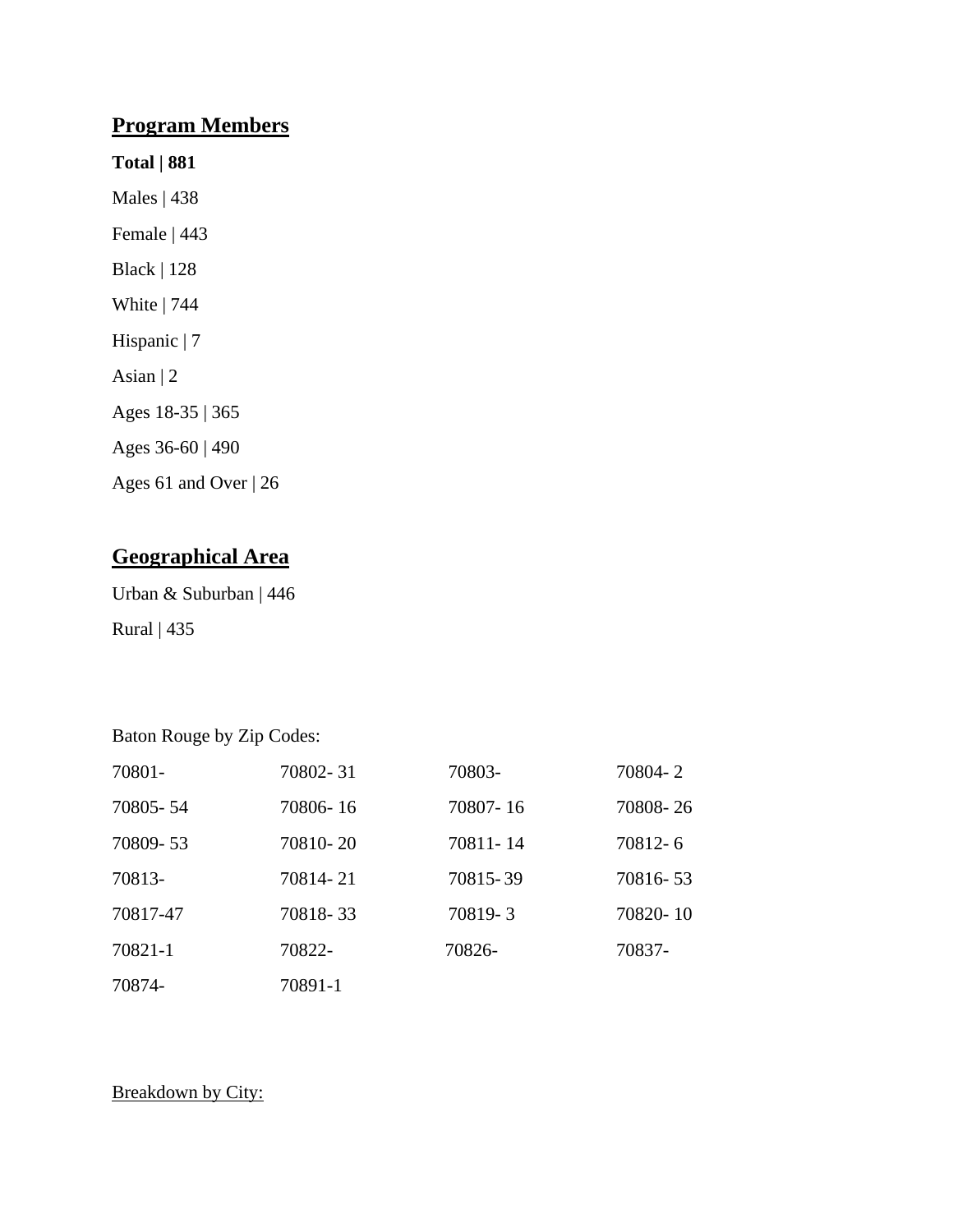## Program Members

**Total | 881**

Males | 438

Female | 443

Black | 128

White | 744

Hispanic | 7

Asian | 2

Ages 18-35 | 365

Ages 36-60 | 490

Ages 61 and Over | 26

## Geographical Area

Urban & Suburban | 446

Rural | 435

Baton Rouge by Zip Codes:

| | | | |
|---|---|---|---|
| 70801- | 70802- 31 | 70803- | 70804- 2 |
| 70805- 54 | 70806- 16 | 70807- 16 | 70808- 26 |
| 70809- 53 | 70810- 20 | 70811- 14 | 70812- 6 |
| 70813- | 70814- 21 | 70815- 39 | 70816- 53 |
| 70817-47 | 70818- 33 | 70819- 3 | 70820- 10 |
| 70821-1 | 70822- | 70826- | 70837- |
| 70874- | 70891-1 | | |

Breakdown by City: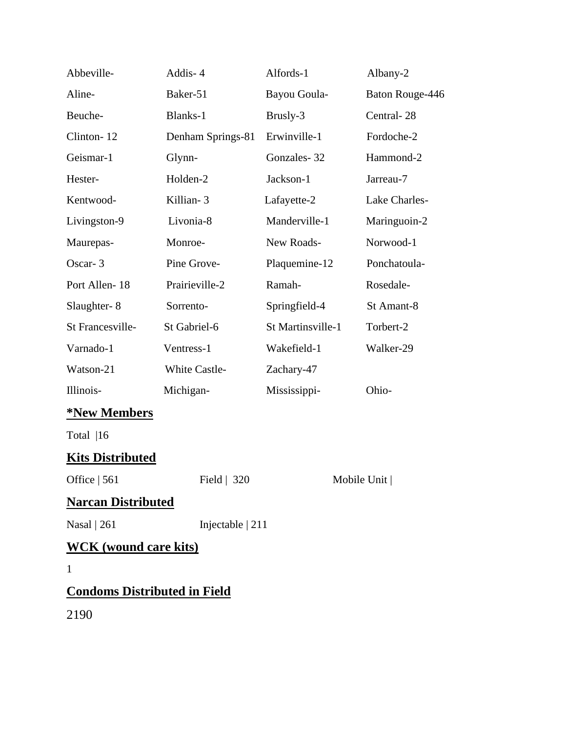| | | | |
|---|---|---|---|
| Abbeville- | Addis- 4 | Alfords-1 | Albany-2 |
| Aline- | Baker-51 | Bayou Goula- | Baton Rouge-446 |
| Beuche- | Blanks-1 | Brusly-3 | Central- 28 |
| Clinton- 12 | Denham Springs-81 | Erwinville-1 | Fordoche-2 |
| Geismar-1 | Glynn- | Gonzales- 32 | Hammond-2 |
| Hester- | Holden-2 | Jackson-1 | Jarreau-7 |
| Kentwood- | Killian- 3 | Lafayette-2 | Lake Charles- |
| Livingston-9 | Livonia-8 | Manderville-1 | Maringuoin-2 |
| Maurepas- | Monroe- | New Roads- | Norwood-1 |
| Oscar- 3 | Pine Grove- | Plaquemine-12 | Ponchatoula- |
| Port Allen- 18 | Prairieville-2 | Ramah- | Rosedale- |
| Slaughter- 8 | Sorrento- | Springfield-4 | St Amant-8 |
| St Francesville- | St Gabriel-6 | St Martinsville-1 | Torbert-2 |
| Varnado-1 | Ventress-1 | Wakefield-1 | Walker-29 |
| Watson-21 | White Castle- | Zachary-47 | |
| Illinois- | Michigan- | Mississippi- | Ohio- |

## *New Members

Total |16

## Kits Distributed

Office | 561 Field | 320 Mobile Unit |

## Narcan Distributed

Nasal | 261 Injectable | 211

## WCK (wound care kits)

1

## Condoms Distributed in Field

2190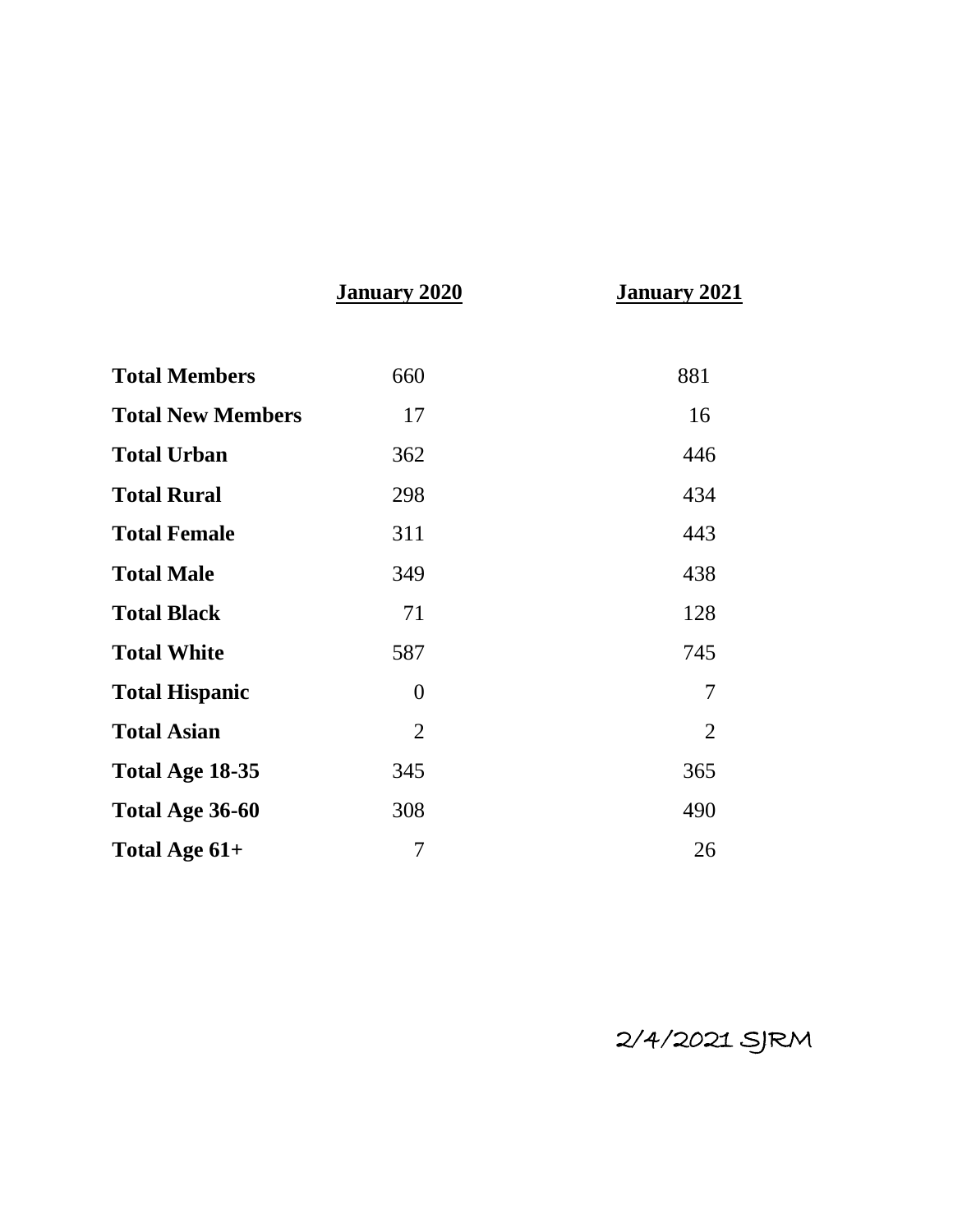| | January 2020 | January 2021 |
|---|---|---|
| **Total Members** | 660 | 881 |
| **Total New Members** | 17 | 16 |
| **Total Urban** | 362 | 446 |
| **Total Rural** | 298 | 434 |
| **Total Female** | 311 | 443 |
| **Total Male** | 349 | 438 |
| **Total Black** | 71 | 128 |
| **Total White** | 587 | 745 |
| **Total Hispanic** | 0 | 7 |
| **Total Asian** | 2 | 2 |
| **Total Age 18-35** | 345 | 365 |
| **Total Age 36-60** | 308 | 490 |
| **Total Age 61+** | 7 | 26 |

2/4/2021 SJRM